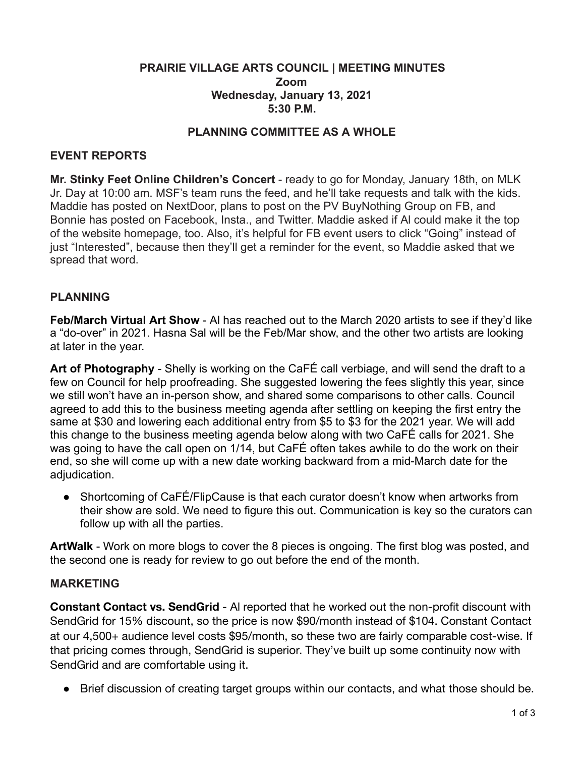# PRAIRIE VILLAGE ARTS COUNCIL | MEETING MINUTES

**Zoom**
**Wednesday, January 13, 2021**
**5:30 P.M.**

## PLANNING COMMITTEE AS A WHOLE

### EVENT REPORTS

**Mr. Stinky Feet Online Children's Concert** - ready to go for Monday, January 18th, on MLK Jr. Day at 10:00 am. MSF's team runs the feed, and he'll take requests and talk with the kids. Maddie has posted on NextDoor, plans to post on the PV BuyNothing Group on FB, and Bonnie has posted on Facebook, Insta., and Twitter. Maddie asked if Al could make it the top of the website homepage, too. Also, it's helpful for FB event users to click "Going" instead of just "Interested", because then they'll get a reminder for the event, so Maddie asked that we spread that word.

### PLANNING

**Feb/March Virtual Art Show** - Al has reached out to the March 2020 artists to see if they'd like a "do-over" in 2021. Hasna Sal will be the Feb/Mar show, and the other two artists are looking at later in the year.

**Art of Photography** - Shelly is working on the CaFÉ call verbiage, and will send the draft to a few on Council for help proofreading. She suggested lowering the fees slightly this year, since we still won't have an in-person show, and shared some comparisons to other calls. Council agreed to add this to the business meeting agenda after settling on keeping the first entry the same at $30 and lowering each additional entry from $5 to $3 for the 2021 year. We will add this change to the business meeting agenda below along with two CaFÉ calls for 2021. She was going to have the call open on 1/14, but CaFÉ often takes awhile to do the work on their end, so she will come up with a new date working backward from a mid-March date for the adjudication.

- Shortcoming of CaFÉ/FlipCause is that each curator doesn't know when artworks from their show are sold. We need to figure this out. Communication is key so the curators can follow up with all the parties.

**ArtWalk** - Work on more blogs to cover the 8 pieces is ongoing. The first blog was posted, and the second one is ready for review to go out before the end of the month.

### MARKETING

**Constant Contact vs. SendGrid** - Al reported that he worked out the non-profit discount with SendGrid for 15% discount, so the price is now $90/month instead of $104. Constant Contact at our 4,500+ audience level costs $95/month, so these two are fairly comparable cost-wise. If that pricing comes through, SendGrid is superior. They've built up some continuity now with SendGrid and are comfortable using it.

- Brief discussion of creating target groups within our contacts, and what those should be.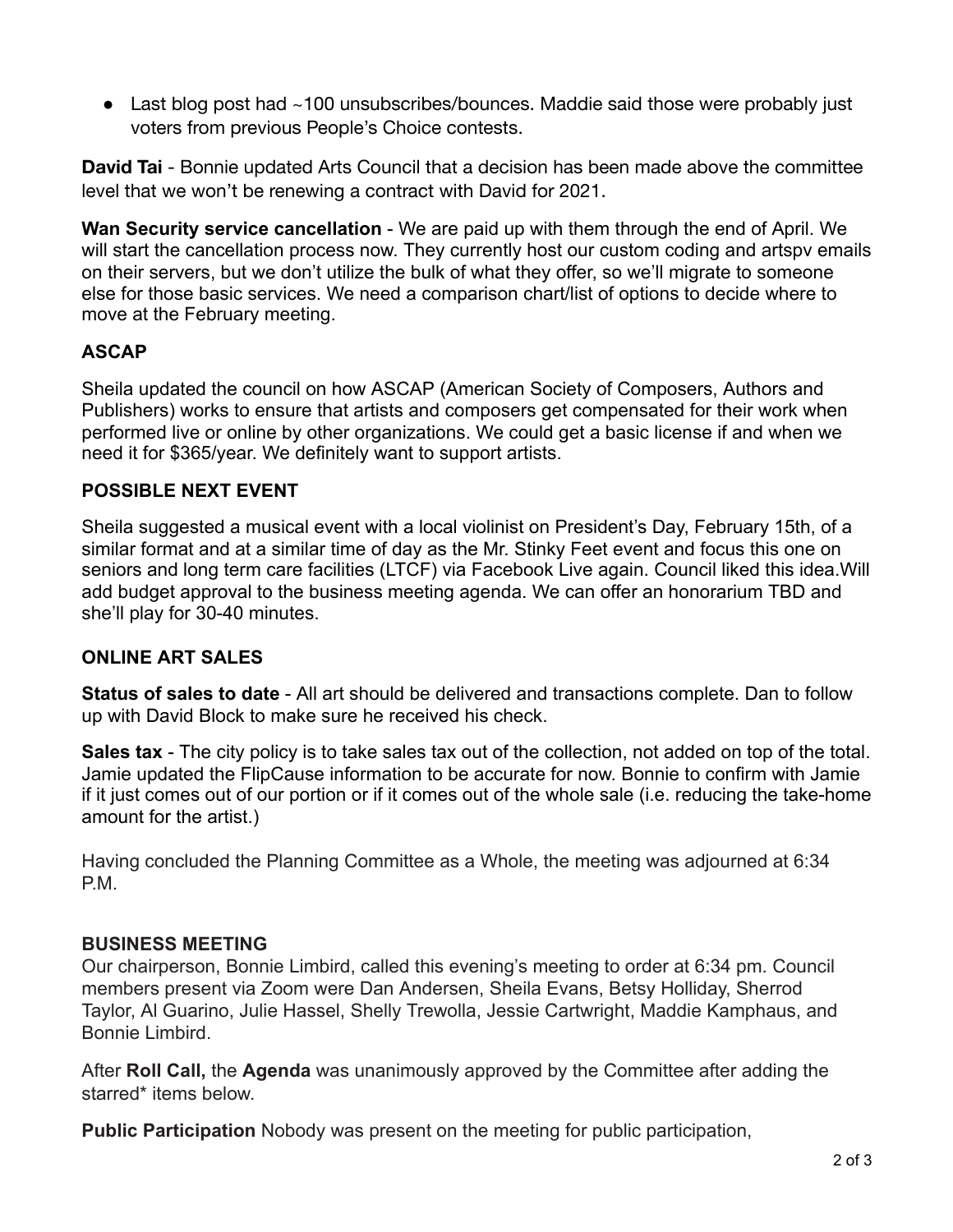- Last blog post had ~100 unsubscribes/bounces. Maddie said those were probably just voters from previous People's Choice contests.

**David Tai** - Bonnie updated Arts Council that a decision has been made above the committee level that we won't be renewing a contract with David for 2021.

**Wan Security service cancellation** - We are paid up with them through the end of April. We will start the cancellation process now. They currently host our custom coding and artspv emails on their servers, but we don't utilize the bulk of what they offer, so we'll migrate to someone else for those basic services. We need a comparison chart/list of options to decide where to move at the February meeting.

### ASCAP

Sheila updated the council on how ASCAP (American Society of Composers, Authors and Publishers) works to ensure that artists and composers get compensated for their work when performed live or online by other organizations. We could get a basic license if and when we need it for $365/year. We definitely want to support artists.

### POSSIBLE NEXT EVENT

Sheila suggested a musical event with a local violinist on President's Day, February 15th, of a similar format and at a similar time of day as the Mr. Stinky Feet event and focus this one on seniors and long term care facilities (LTCF) via Facebook Live again. Council liked this idea.Will add budget approval to the business meeting agenda. We can offer an honorarium TBD and she'll play for 30-40 minutes.

### ONLINE ART SALES

**Status of sales to date** - All art should be delivered and transactions complete. Dan to follow up with David Block to make sure he received his check.

**Sales tax** - The city policy is to take sales tax out of the collection, not added on top of the total. Jamie updated the FlipCause information to be accurate for now. Bonnie to confirm with Jamie if it just comes out of our portion or if it comes out of the whole sale (i.e. reducing the take-home amount for the artist.)

Having concluded the Planning Committee as a Whole, the meeting was adjourned at 6:34 P.M.

### BUSINESS MEETING

Our chairperson, Bonnie Limbird, called this evening's meeting to order at 6:34 pm. Council members present via Zoom were Dan Andersen, Sheila Evans, Betsy Holliday, Sherrod Taylor, Al Guarino, Julie Hassel, Shelly Trewolla, Jessie Cartwright, Maddie Kamphaus, and Bonnie Limbird.

After **Roll Call,** the **Agenda** was unanimously approved by the Committee after adding the starred* items below.

**Public Participation** Nobody was present on the meeting for public participation,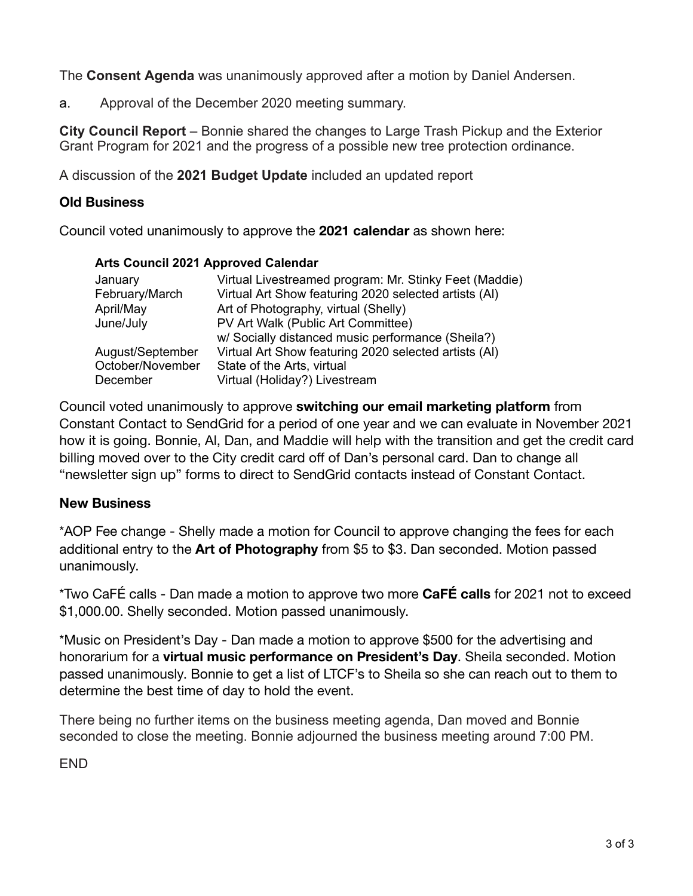The **Consent Agenda** was unanimously approved after a motion by Daniel Andersen.

a. Approval of the December 2020 meeting summary.

**City Council Report** – Bonnie shared the changes to Large Trash Pickup and the Exterior Grant Program for 2021 and the progress of a possible new tree protection ordinance.

A discussion of the **2021 Budget Update** included an updated report

**Old Business**

Council voted unanimously to approve the **2021 calendar** as shown here:

**Arts Council 2021 Approved Calendar**

| | |
|---|---|
| January | Virtual Livestreamed program: Mr. Stinky Feet (Maddie) |
| February/March | Virtual Art Show featuring 2020 selected artists (Al) |
| April/May | Art of Photography, virtual (Shelly) |
| June/July | PV Art Walk (Public Art Committee) w/ Socially distanced music performance (Sheila?) |
| August/September | Virtual Art Show featuring 2020 selected artists (Al) |
| October/November | State of the Arts, virtual |
| December | Virtual (Holiday?) Livestream |

Council voted unanimously to approve **switching our email marketing platform** from Constant Contact to SendGrid for a period of one year and we can evaluate in November 2021 how it is going. Bonnie, Al, Dan, and Maddie will help with the transition and get the credit card billing moved over to the City credit card off of Dan's personal card. Dan to change all "newsletter sign up" forms to direct to SendGrid contacts instead of Constant Contact.

**New Business**

*AOP Fee change - Shelly made a motion for Council to approve changing the fees for each additional entry to the **Art of Photography** from $5 to $3. Dan seconded. Motion passed unanimously.

*Two CaFÉ calls - Dan made a motion to approve two more **CaFÉ calls** for 2021 not to exceed $1,000.00. Shelly seconded. Motion passed unanimously.

*Music on President's Day - Dan made a motion to approve $500 for the advertising and honorarium for a **virtual music performance on President's Day**. Sheila seconded. Motion passed unanimously. Bonnie to get a list of LTCF's to Sheila so she can reach out to them to determine the best time of day to hold the event.

There being no further items on the business meeting agenda, Dan moved and Bonnie seconded to close the meeting. Bonnie adjourned the business meeting around 7:00 PM.

END